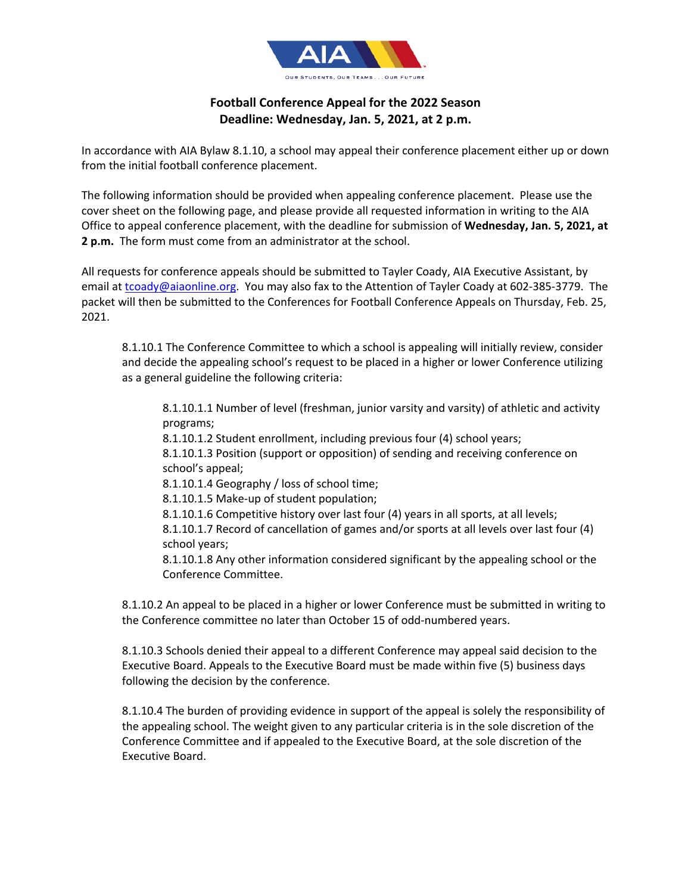# Football Conference Appeal for the 2022 Season

## Deadline: Wednesday, Jan. 5, 2021, at 2 p.m.

In accordance with AIA Bylaw 8.1.10, a school may appeal their conference placement either up or down from the initial football conference placement.

The following information should be provided when appealing conference placement. Please use the cover sheet on the following page, and please provide all requested information in writing to the AIA Office to appeal conference placement, with the deadline for submission of **Wednesday, Jan. 5, 2021, at 2 p.m.** The form must come from an administrator at the school.

All requests for conference appeals should be submitted to Tayler Coady, AIA Executive Assistant, by email at tcoady@aiaonline.org. You may also fax to the Attention of Tayler Coady at 602-385-3779. The packet will then be submitted to the Conferences for Football Conference Appeals on Thursday, Feb. 25, 2021.

8.1.10.1 The Conference Committee to which a school is appealing will initially review, consider and decide the appealing school's request to be placed in a higher or lower Conference utilizing as a general guideline the following criteria:

8.1.10.1.1 Number of level (freshman, junior varsity and varsity) of athletic and activity programs;
8.1.10.1.2 Student enrollment, including previous four (4) school years;
8.1.10.1.3 Position (support or opposition) of sending and receiving conference on school's appeal;
8.1.10.1.4 Geography / loss of school time;
8.1.10.1.5 Make-up of student population;
8.1.10.1.6 Competitive history over last four (4) years in all sports, at all levels;
8.1.10.1.7 Record of cancellation of games and/or sports at all levels over last four (4) school years;
8.1.10.1.8 Any other information considered significant by the appealing school or the Conference Committee.

8.1.10.2 An appeal to be placed in a higher or lower Conference must be submitted in writing to the Conference committee no later than October 15 of odd-numbered years.

8.1.10.3 Schools denied their appeal to a different Conference may appeal said decision to the Executive Board. Appeals to the Executive Board must be made within five (5) business days following the decision by the conference.

8.1.10.4 The burden of providing evidence in support of the appeal is solely the responsibility of the appealing school. The weight given to any particular criteria is in the sole discretion of the Conference Committee and if appealed to the Executive Board, at the sole discretion of the Executive Board.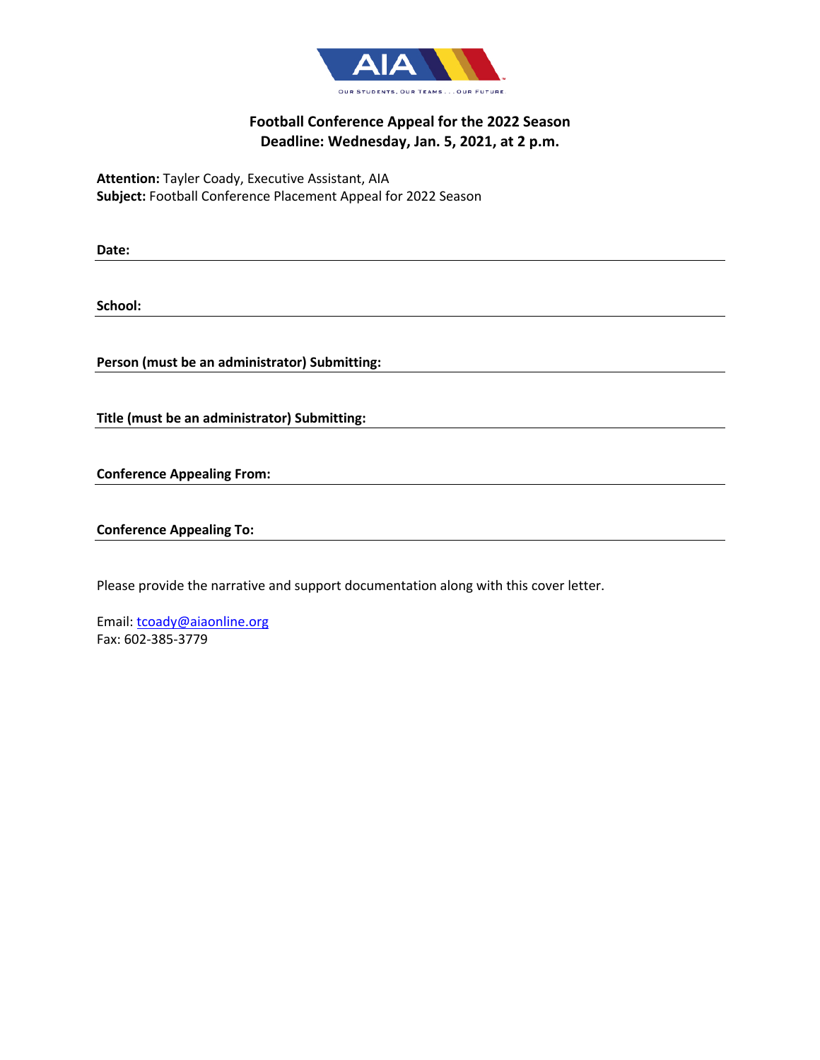**Football Conference Appeal for the 2022 Season**
**Deadline: Wednesday, Jan. 5, 2021, at 2 p.m.**

**Attention:** Tayler Coady, Executive Assistant, AIA
**Subject:** Football Conference Placement Appeal for 2022 Season

**Date:** ______________________________

**School:** ______________________________

**Person (must be an administrator) Submitting:** ______________________________

**Title (must be an administrator) Submitting:** ______________________________

**Conference Appealing From:** ______________________________

**Conference Appealing To:** ______________________________

Please provide the narrative and support documentation along with this cover letter.

Email: tcoady@aiaonline.org
Fax: 602-385-3779